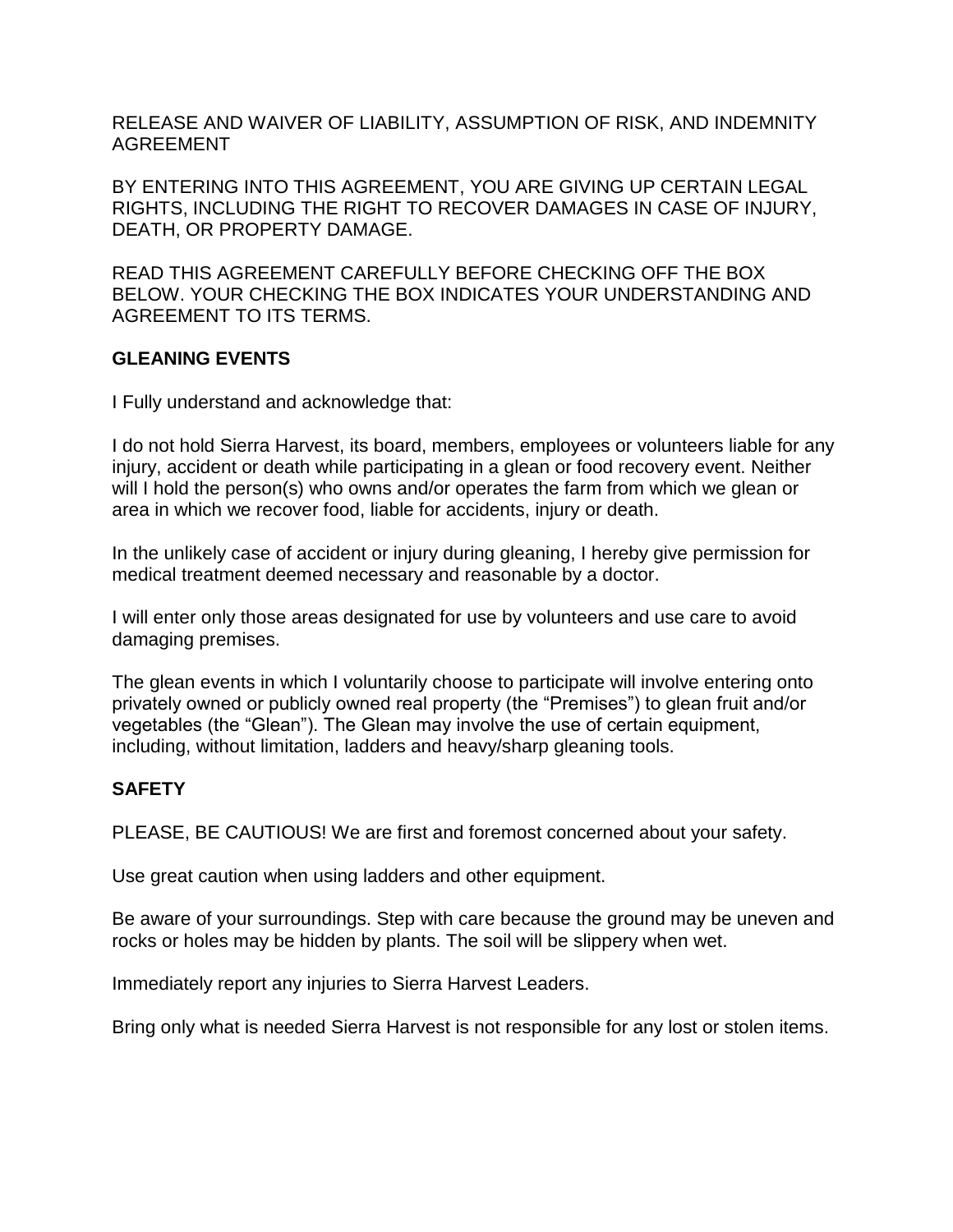RELEASE AND WAIVER OF LIABILITY, ASSUMPTION OF RISK, AND INDEMNITY AGREEMENT

BY ENTERING INTO THIS AGREEMENT, YOU ARE GIVING UP CERTAIN LEGAL RIGHTS, INCLUDING THE RIGHT TO RECOVER DAMAGES IN CASE OF INJURY, DEATH, OR PROPERTY DAMAGE.

READ THIS AGREEMENT CAREFULLY BEFORE CHECKING OFF THE BOX BELOW. YOUR CHECKING THE BOX INDICATES YOUR UNDERSTANDING AND AGREEMENT TO ITS TERMS.

**GLEANING EVENTS**

I Fully understand and acknowledge that:

I do not hold Sierra Harvest, its board, members, employees or volunteers liable for any injury, accident or death while participating in a glean or food recovery event. Neither will I hold the person(s) who owns and/or operates the farm from which we glean or area in which we recover food, liable for accidents, injury or death.

In the unlikely case of accident or injury during gleaning, I hereby give permission for medical treatment deemed necessary and reasonable by a doctor.

I will enter only those areas designated for use by volunteers and use care to avoid damaging premises.

The glean events in which I voluntarily choose to participate will involve entering onto privately owned or publicly owned real property (the "Premises") to glean fruit and/or vegetables (the "Glean"). The Glean may involve the use of certain equipment, including, without limitation, ladders and heavy/sharp gleaning tools.

**SAFETY**

PLEASE, BE CAUTIOUS! We are first and foremost concerned about your safety.

Use great caution when using ladders and other equipment.

Be aware of your surroundings. Step with care because the ground may be uneven and rocks or holes may be hidden by plants. The soil will be slippery when wet.

Immediately report any injuries to Sierra Harvest Leaders.

Bring only what is needed Sierra Harvest is not responsible for any lost or stolen items.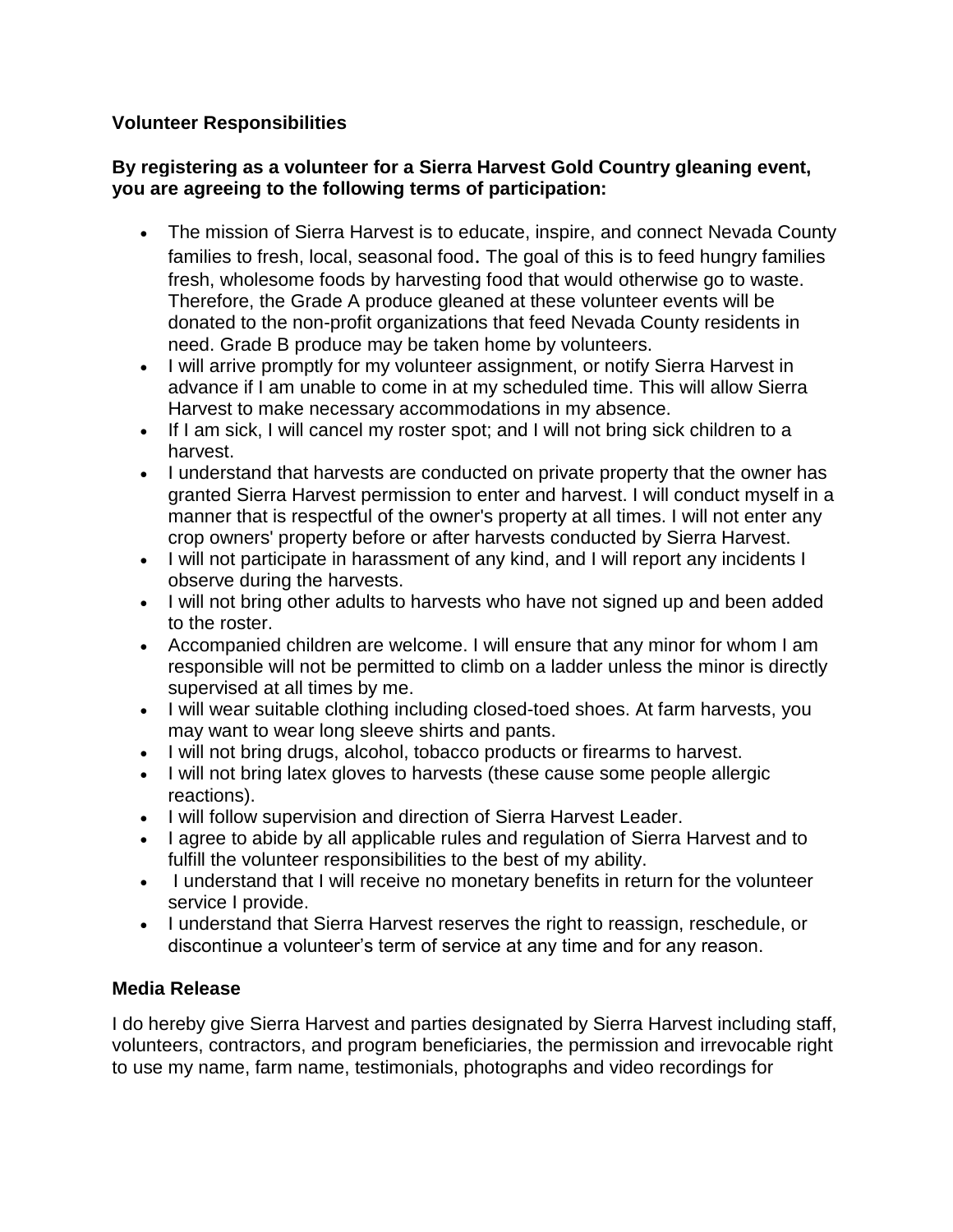**Volunteer Responsibilities**

**By registering as a volunteer for a Sierra Harvest Gold Country gleaning event, you are agreeing to the following terms of participation:**

- The mission of Sierra Harvest is to educate, inspire, and connect Nevada County families to fresh, local, seasonal food. The goal of this is to feed hungry families fresh, wholesome foods by harvesting food that would otherwise go to waste. Therefore, the Grade A produce gleaned at these volunteer events will be donated to the non-profit organizations that feed Nevada County residents in need. Grade B produce may be taken home by volunteers.
- I will arrive promptly for my volunteer assignment, or notify Sierra Harvest in advance if I am unable to come in at my scheduled time. This will allow Sierra Harvest to make necessary accommodations in my absence.
- If I am sick, I will cancel my roster spot; and I will not bring sick children to a harvest.
- I understand that harvests are conducted on private property that the owner has granted Sierra Harvest permission to enter and harvest. I will conduct myself in a manner that is respectful of the owner's property at all times. I will not enter any crop owners' property before or after harvests conducted by Sierra Harvest.
- I will not participate in harassment of any kind, and I will report any incidents I observe during the harvests.
- I will not bring other adults to harvests who have not signed up and been added to the roster.
- Accompanied children are welcome. I will ensure that any minor for whom I am responsible will not be permitted to climb on a ladder unless the minor is directly supervised at all times by me.
- I will wear suitable clothing including closed-toed shoes. At farm harvests, you may want to wear long sleeve shirts and pants.
- I will not bring drugs, alcohol, tobacco products or firearms to harvest.
- I will not bring latex gloves to harvests (these cause some people allergic reactions).
- I will follow supervision and direction of Sierra Harvest Leader.
- I agree to abide by all applicable rules and regulation of Sierra Harvest and to fulfill the volunteer responsibilities to the best of my ability.
- I understand that I will receive no monetary benefits in return for the volunteer service I provide.
- I understand that Sierra Harvest reserves the right to reassign, reschedule, or discontinue a volunteer's term of service at any time and for any reason.

**Media Release**

I do hereby give Sierra Harvest and parties designated by Sierra Harvest including staff, volunteers, contractors, and program beneficiaries, the permission and irrevocable right to use my name, farm name, testimonials, photographs and video recordings for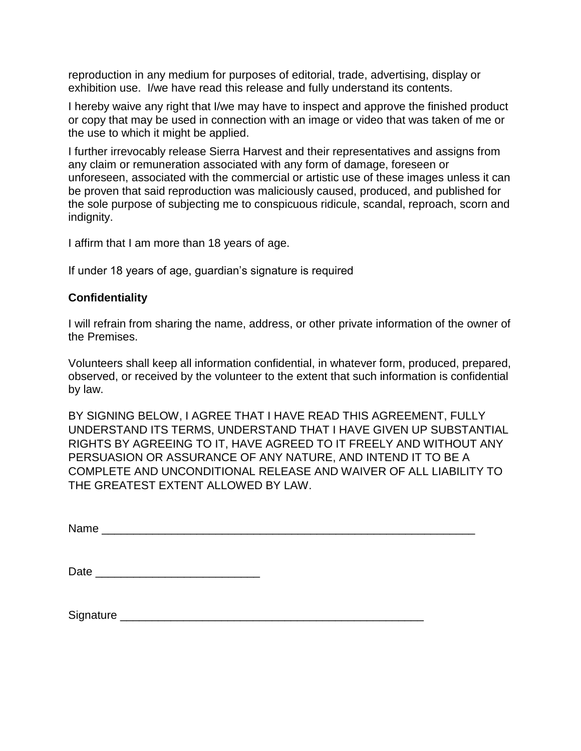reproduction in any medium for purposes of editorial, trade, advertising, display or exhibition use. I/we have read this release and fully understand its contents.

I hereby waive any right that I/we may have to inspect and approve the finished product or copy that may be used in connection with an image or video that was taken of me or the use to which it might be applied.

I further irrevocably release Sierra Harvest and their representatives and assigns from any claim or remuneration associated with any form of damage, foreseen or unforeseen, associated with the commercial or artistic use of these images unless it can be proven that said reproduction was maliciously caused, produced, and published for the sole purpose of subjecting me to conspicuous ridicule, scandal, reproach, scorn and indignity.

I affirm that I am more than 18 years of age.

If under 18 years of age, guardian's signature is required

**Confidentiality**

I will refrain from sharing the name, address, or other private information of the owner of the Premises.

Volunteers shall keep all information confidential, in whatever form, produced, prepared, observed, or received by the volunteer to the extent that such information is confidential by law.

BY SIGNING BELOW, I AGREE THAT I HAVE READ THIS AGREEMENT, FULLY UNDERSTAND ITS TERMS, UNDERSTAND THAT I HAVE GIVEN UP SUBSTANTIAL RIGHTS BY AGREEING TO IT, HAVE AGREED TO IT FREELY AND WITHOUT ANY PERSUASION OR ASSURANCE OF ANY NATURE, AND INTEND IT TO BE A COMPLETE AND UNCONDITIONAL RELEASE AND WAIVER OF ALL LIABILITY TO THE GREATEST EXTENT ALLOWED BY LAW.

Name ______________________________________________________________

Date ___________________________

Signature __________________________________________________